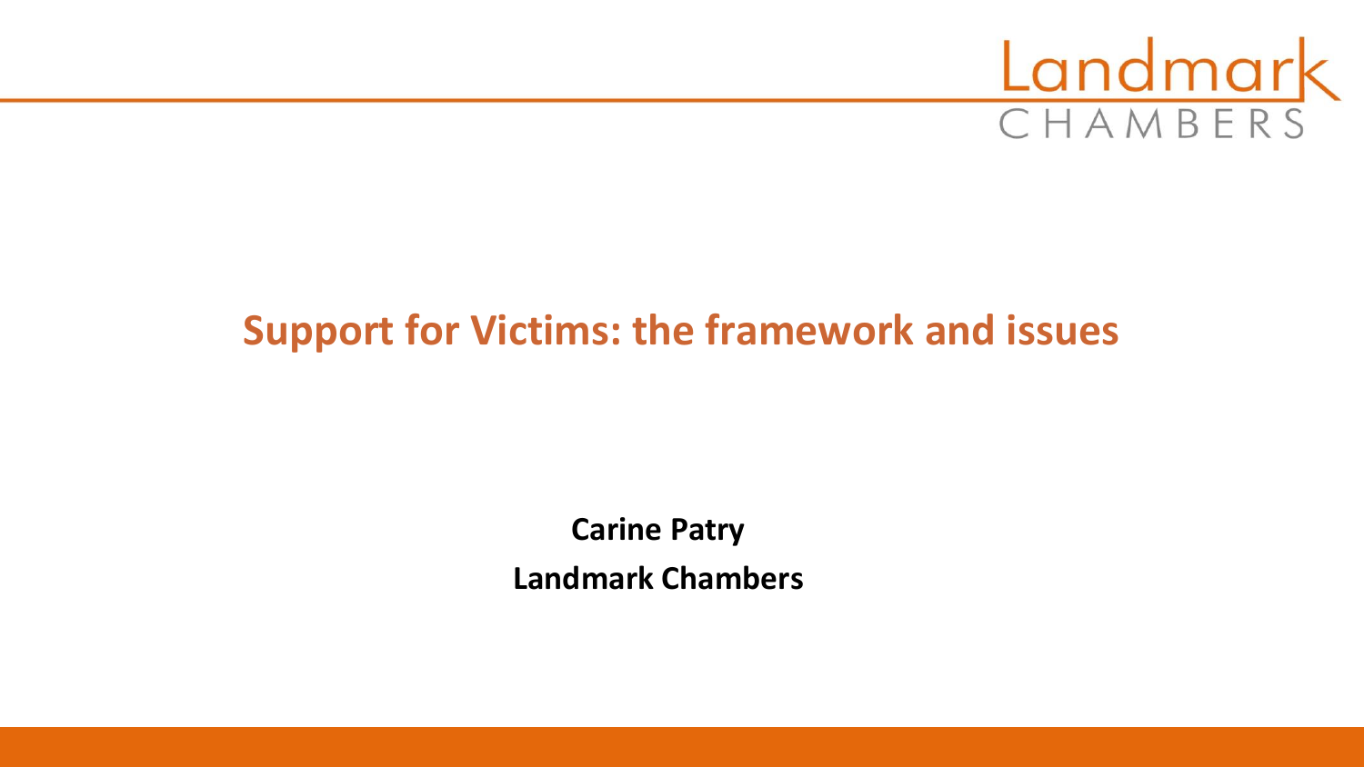Landmark
CHAMBERS

# Support for Victims: the framework and issues

**Carine Patry**

**Landmark Chambers**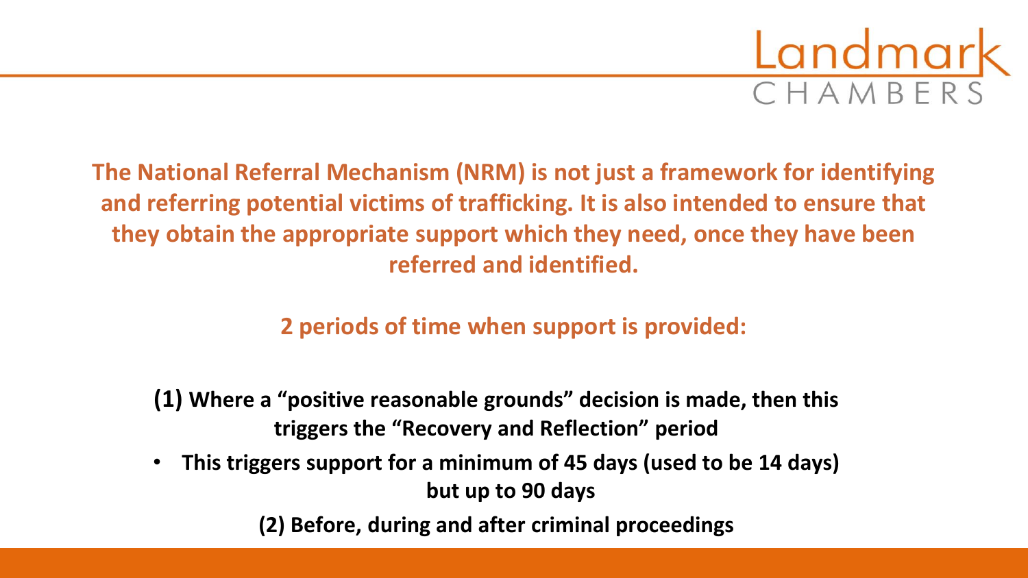**The National Referral Mechanism (NRM) is not just a framework for identifying and referring potential victims of trafficking. It is also intended to ensure that they obtain the appropriate support which they need, once they have been referred and identified.**

**2 periods of time when support is provided:**

**(1) Where a "positive reasonable grounds" decision is made, then this triggers the "Recovery and Reflection" period**

- **This triggers support for a minimum of 45 days (used to be 14 days) but up to 90 days**

**(2) Before, during and after criminal proceedings**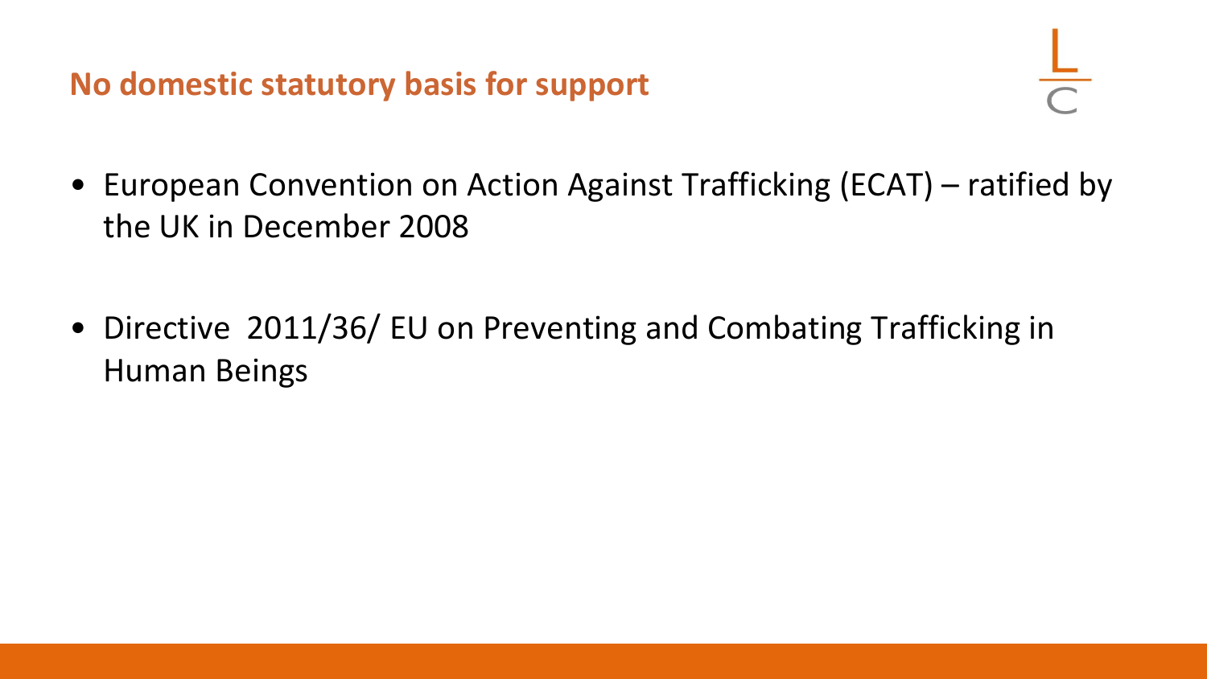## No domestic statutory basis for support

- European Convention on Action Against Trafficking (ECAT) – ratified by the UK in December 2008
- Directive 2011/36/ EU on Preventing and Combating Trafficking in Human Beings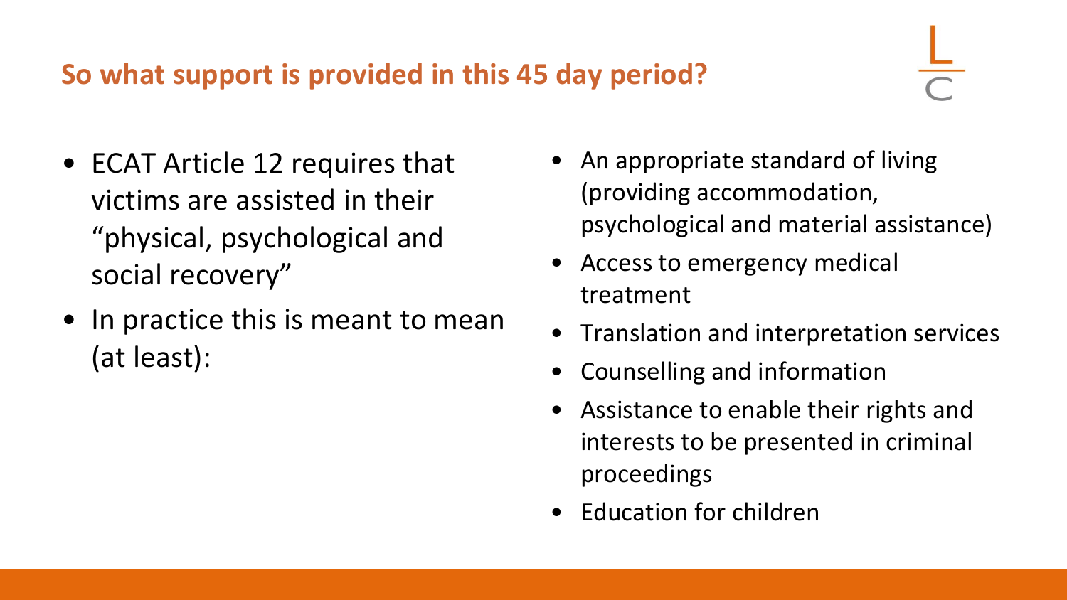## So what support is provided in this 45 day period?

- ECAT Article 12 requires that victims are assisted in their "physical, psychological and social recovery"
- In practice this is meant to mean (at least):
  - An appropriate standard of living (providing accommodation, psychological and material assistance)
  - Access to emergency medical treatment
  - Translation and interpretation services
  - Counselling and information
  - Assistance to enable their rights and interests to be presented in criminal proceedings
  - Education for children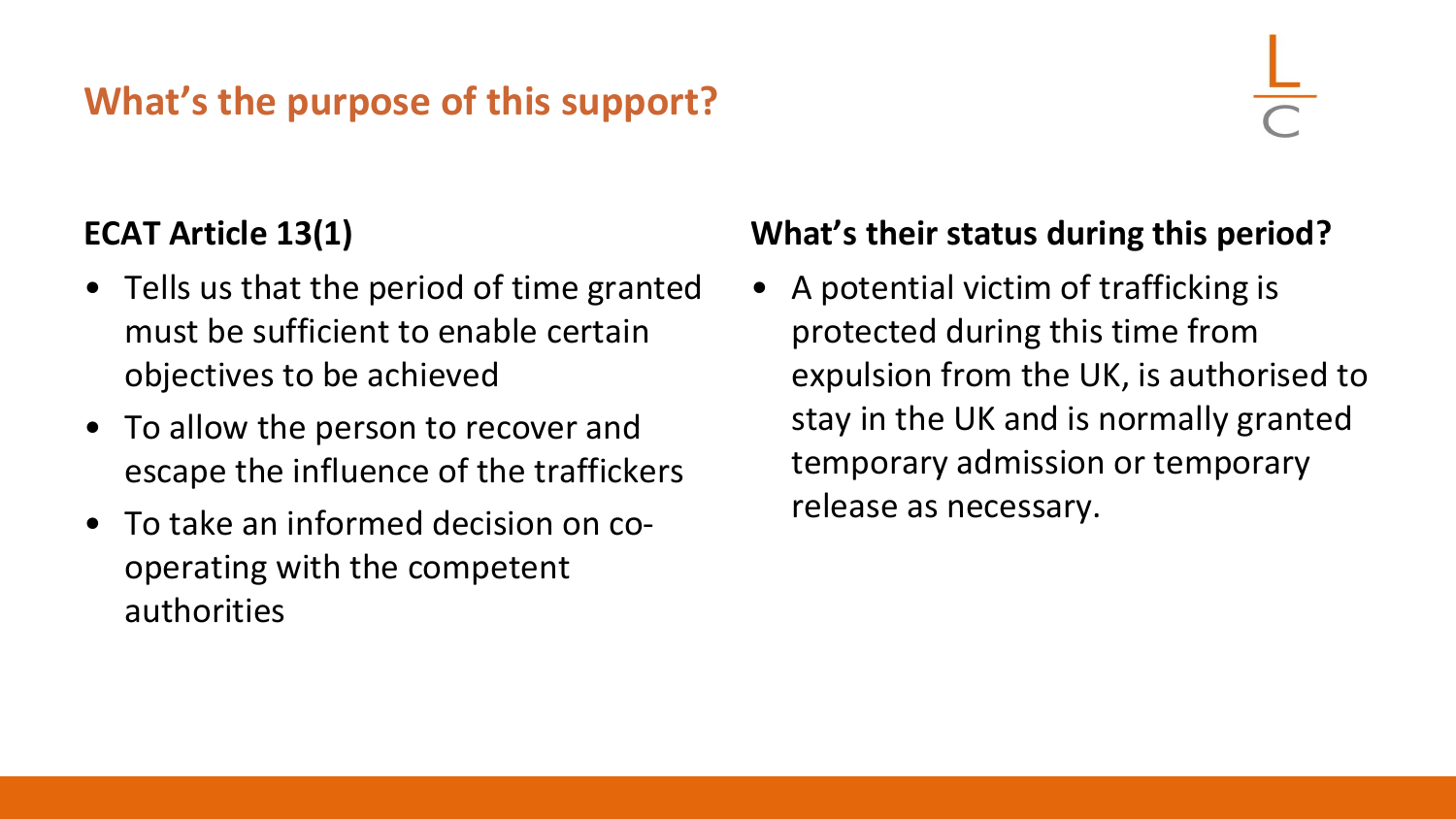## What's the purpose of this support?

### ECAT Article 13(1)

- Tells us that the period of time granted must be sufficient to enable certain objectives to be achieved
- To allow the person to recover and escape the influence of the traffickers
- To take an informed decision on co-operating with the competent authorities

### What's their status during this period?

- A potential victim of trafficking is protected during this time from expulsion from the UK, is authorised to stay in the UK and is normally granted temporary admission or temporary release as necessary.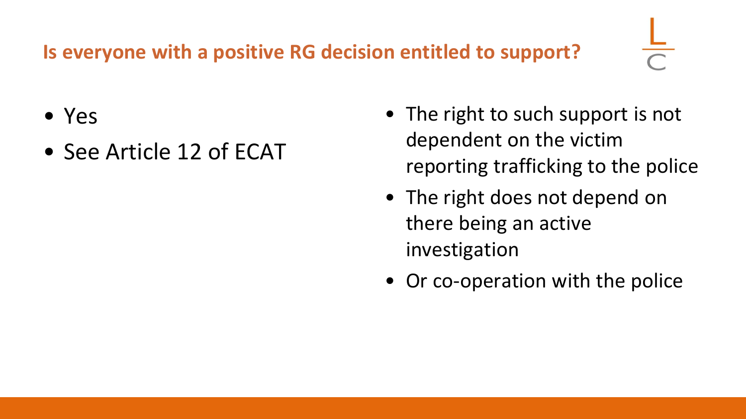## Is everyone with a positive RG decision entitled to support?

- Yes
- See Article 12 of ECAT

- The right to such support is not dependent on the victim reporting trafficking to the police
- The right does not depend on there being an active investigation
- Or co-operation with the police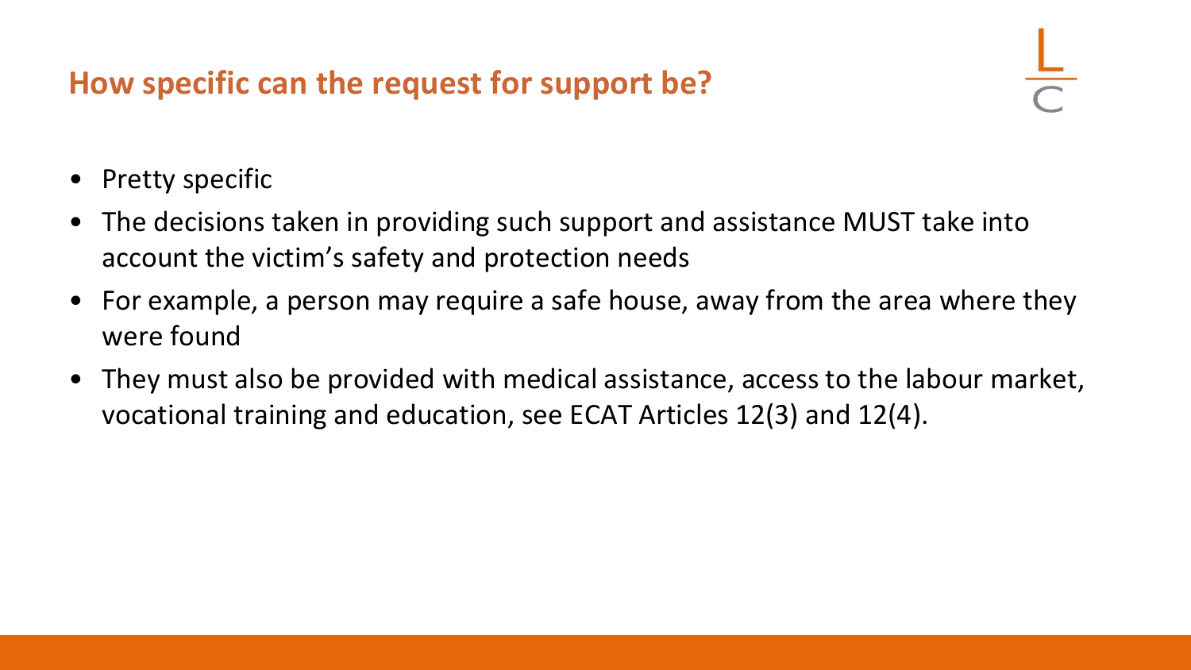## How specific can the request for support be?

- Pretty specific
- The decisions taken in providing such support and assistance MUST take into account the victim's safety and protection needs
- For example, a person may require a safe house, away from the area where they were found
- They must also be provided with medical assistance, access to the labour market, vocational training and education, see ECAT Articles 12(3) and 12(4).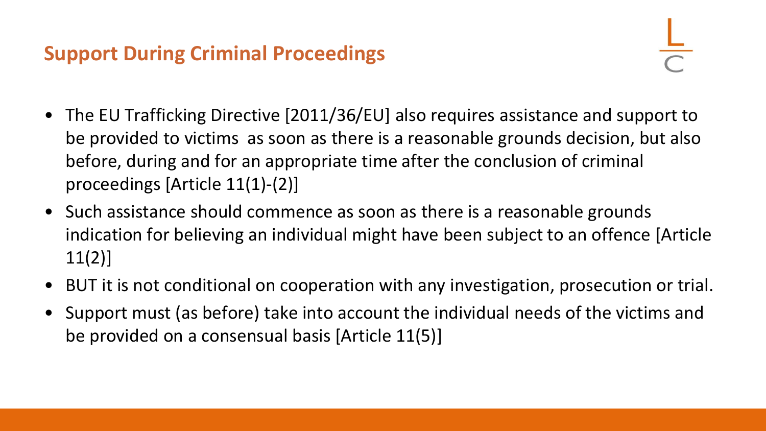## Support During Criminal Proceedings

- The EU Trafficking Directive [2011/36/EU] also requires assistance and support to be provided to victims as soon as there is a reasonable grounds decision, but also before, during and for an appropriate time after the conclusion of criminal proceedings [Article 11(1)-(2)]
- Such assistance should commence as soon as there is a reasonable grounds indication for believing an individual might have been subject to an offence [Article 11(2)]
- BUT it is not conditional on cooperation with any investigation, prosecution or trial.
- Support must (as before) take into account the individual needs of the victims and be provided on a consensual basis [Article 11(5)]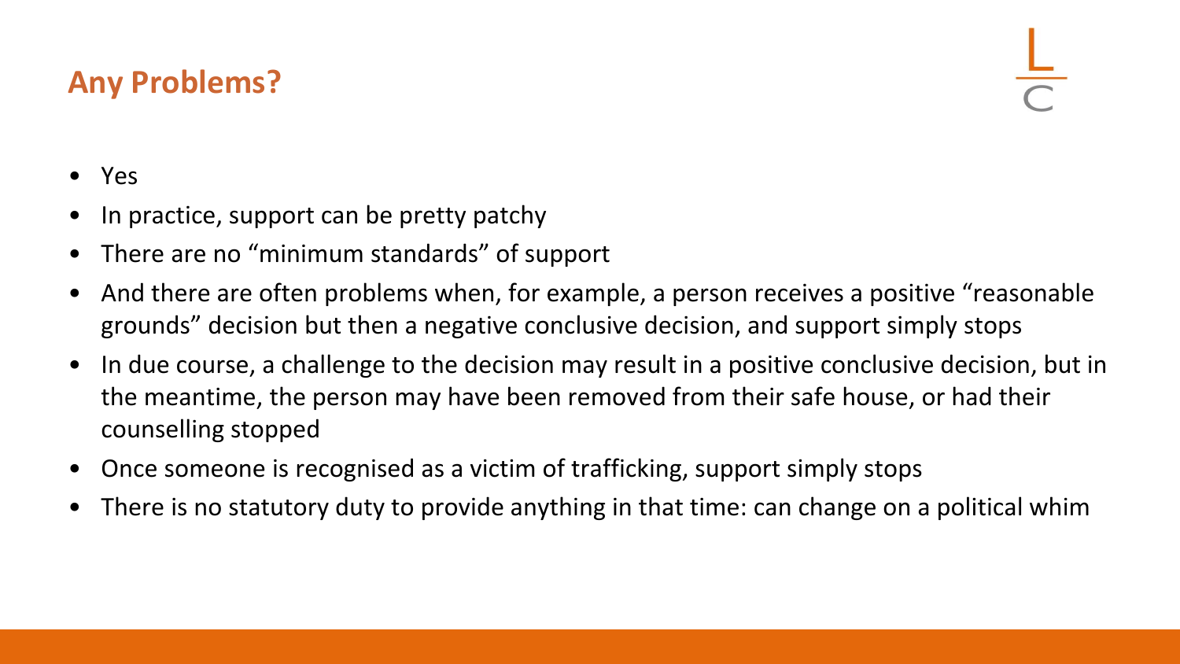## Any Problems?

- Yes
- In practice, support can be pretty patchy
- There are no "minimum standards" of support
- And there are often problems when, for example, a person receives a positive "reasonable grounds" decision but then a negative conclusive decision, and support simply stops
- In due course, a challenge to the decision may result in a positive conclusive decision, but in the meantime, the person may have been removed from their safe house, or had their counselling stopped
- Once someone is recognised as a victim of trafficking, support simply stops
- There is no statutory duty to provide anything in that time: can change on a political whim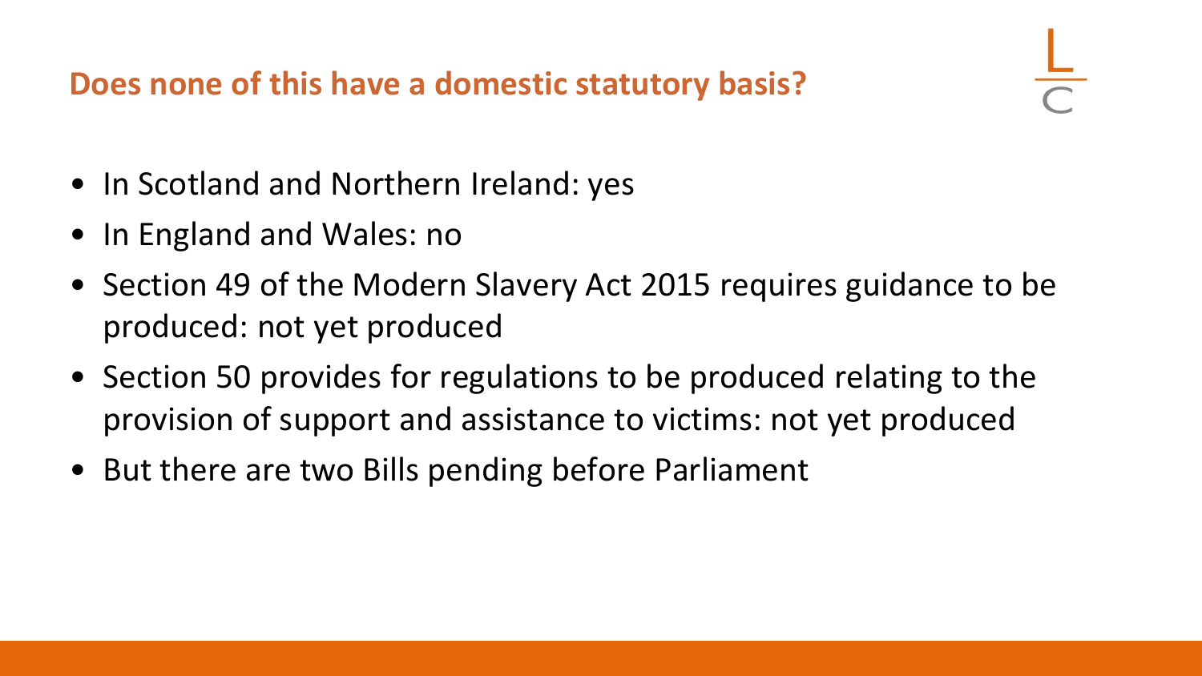## Does none of this have a domestic statutory basis?

- In Scotland and Northern Ireland: yes
- In England and Wales: no
- Section 49 of the Modern Slavery Act 2015 requires guidance to be produced: not yet produced
- Section 50 provides for regulations to be produced relating to the provision of support and assistance to victims: not yet produced
- But there are two Bills pending before Parliament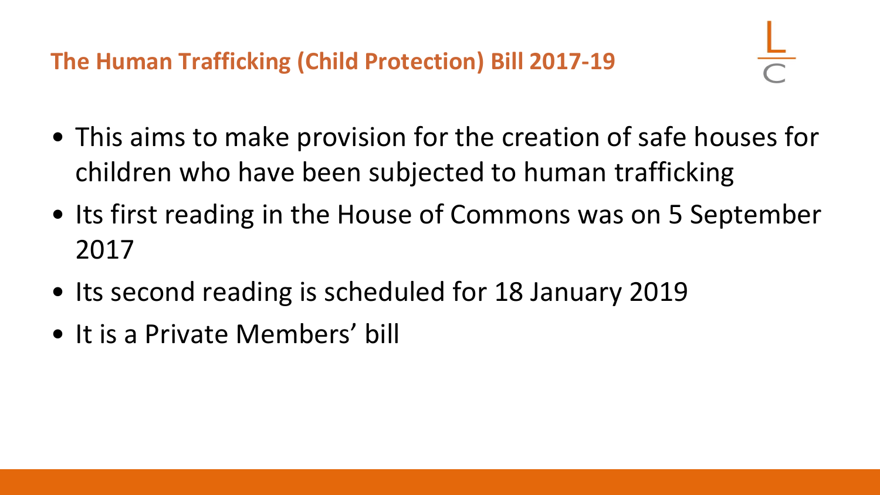## The Human Trafficking (Child Protection) Bill 2017-19

- This aims to make provision for the creation of safe houses for children who have been subjected to human trafficking
- Its first reading in the House of Commons was on 5 September 2017
- Its second reading is scheduled for 18 January 2019
- It is a Private Members' bill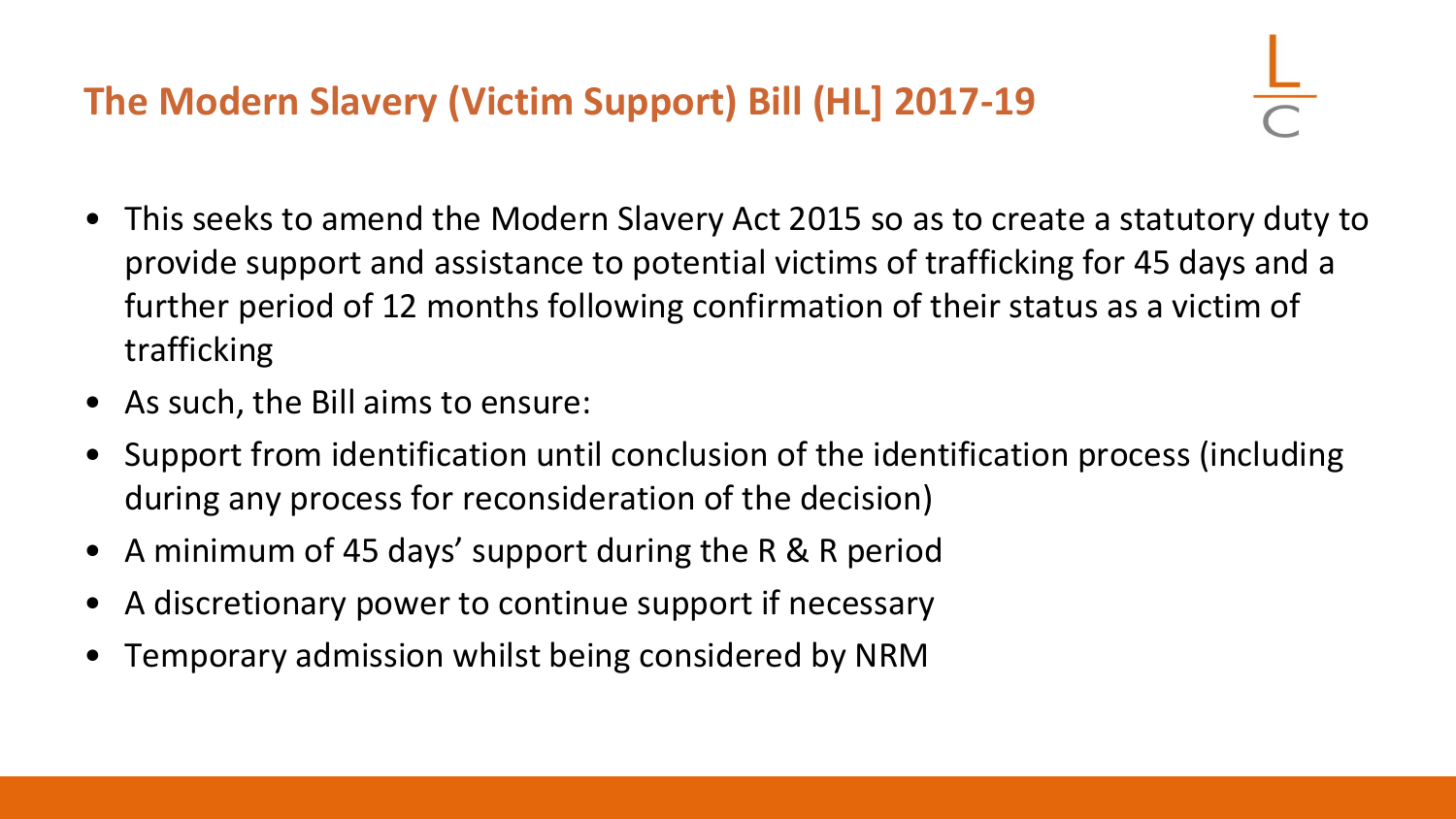## The Modern Slavery (Victim Support) Bill (HL] 2017-19

- This seeks to amend the Modern Slavery Act 2015 so as to create a statutory duty to provide support and assistance to potential victims of trafficking for 45 days and a further period of 12 months following confirmation of their status as a victim of trafficking
- As such, the Bill aims to ensure:
- Support from identification until conclusion of the identification process (including during any process for reconsideration of the decision)
- A minimum of 45 days' support during the R & R period
- A discretionary power to continue support if necessary
- Temporary admission whilst being considered by NRM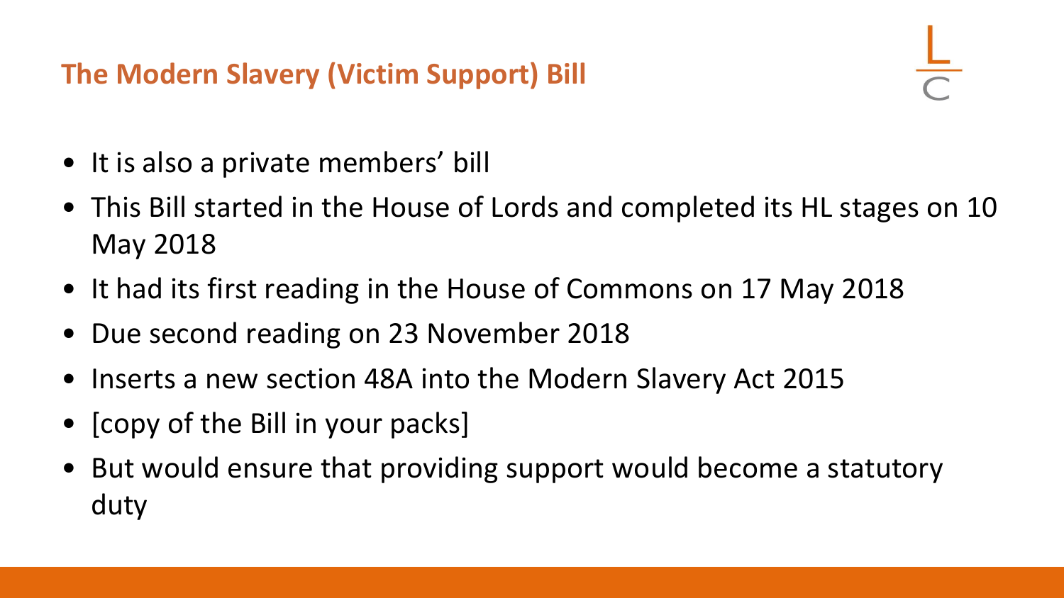## The Modern Slavery (Victim Support) Bill

- It is also a private members' bill
- This Bill started in the House of Lords and completed its HL stages on 10 May 2018
- It had its first reading in the House of Commons on 17 May 2018
- Due second reading on 23 November 2018
- Inserts a new section 48A into the Modern Slavery Act 2015
- [copy of the Bill in your packs]
- But would ensure that providing support would become a statutory duty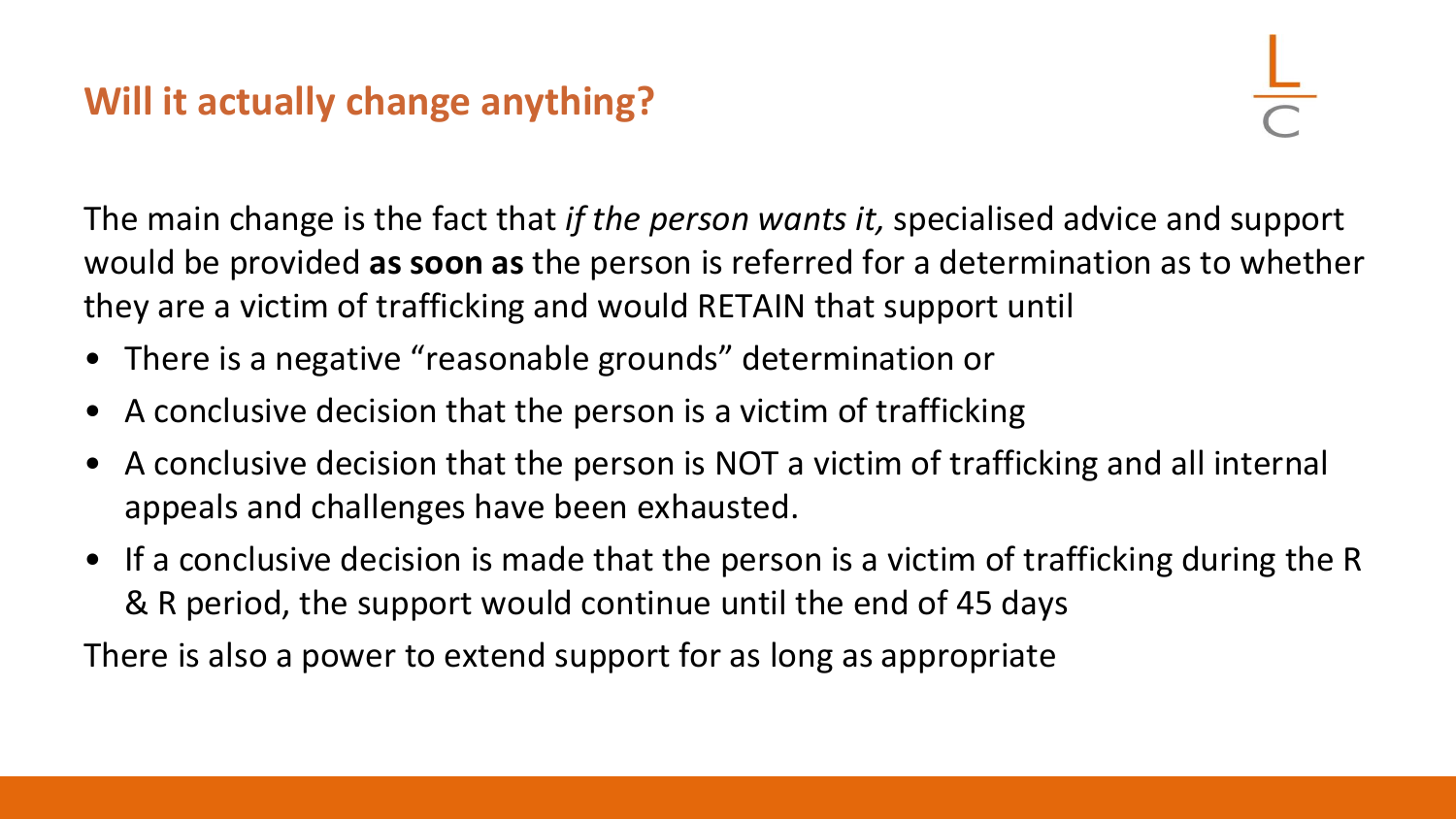## Will it actually change anything?

The main change is the fact that *if the person wants it,* specialised advice and support would be provided **as soon as** the person is referred for a determination as to whether they are a victim of trafficking and would RETAIN that support until

- There is a negative "reasonable grounds" determination or
- A conclusive decision that the person is a victim of trafficking
- A conclusive decision that the person is NOT a victim of trafficking and all internal appeals and challenges have been exhausted.
- If a conclusive decision is made that the person is a victim of trafficking during the R & R period, the support would continue until the end of 45 days

There is also a power to extend support for as long as appropriate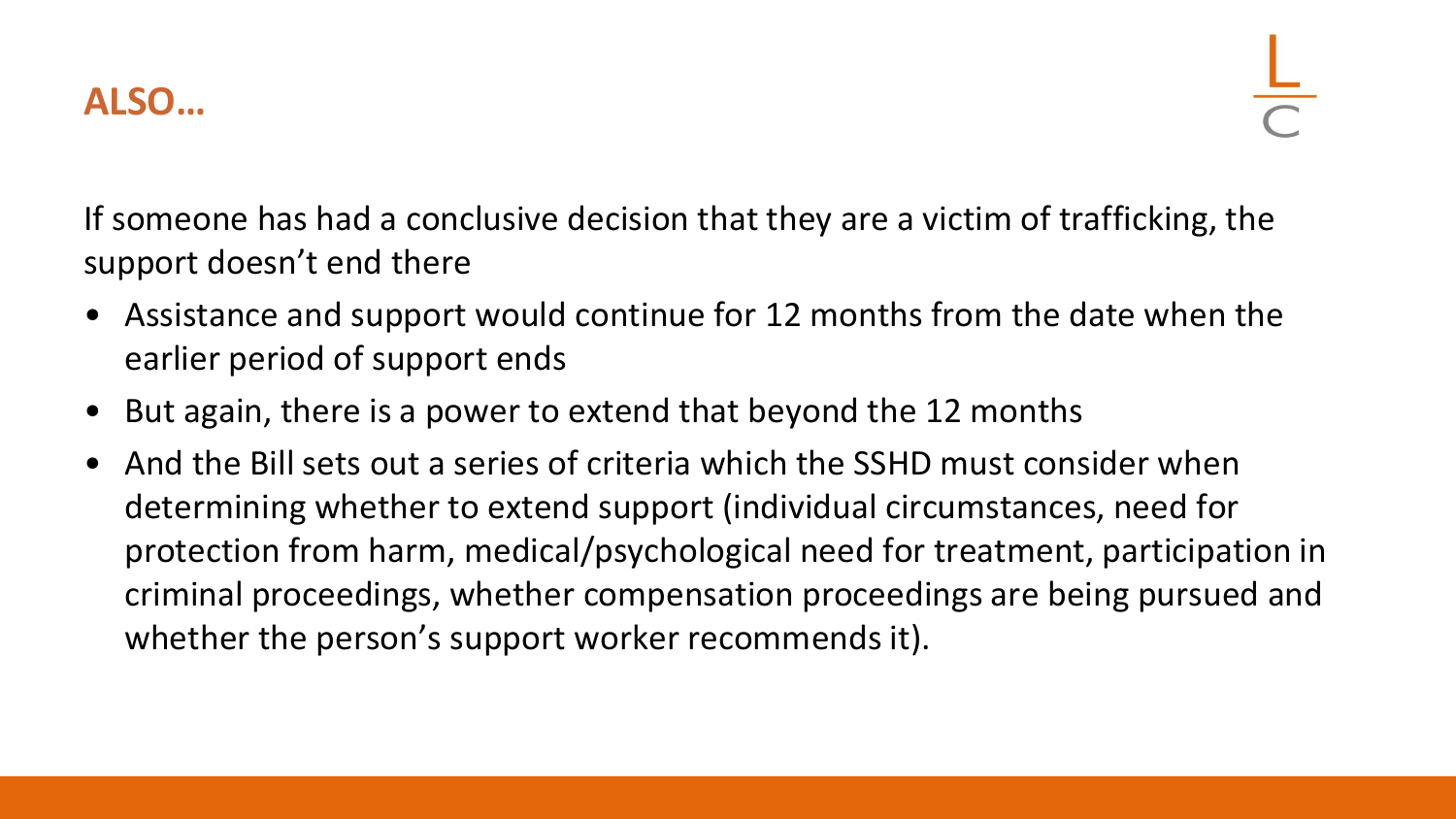## ALSO…

If someone has had a conclusive decision that they are a victim of trafficking, the support doesn't end there

- Assistance and support would continue for 12 months from the date when the earlier period of support ends
- But again, there is a power to extend that beyond the 12 months
- And the Bill sets out a series of criteria which the SSHD must consider when determining whether to extend support (individual circumstances, need for protection from harm, medical/psychological need for treatment, participation in criminal proceedings, whether compensation proceedings are being pursued and whether the person's support worker recommends it).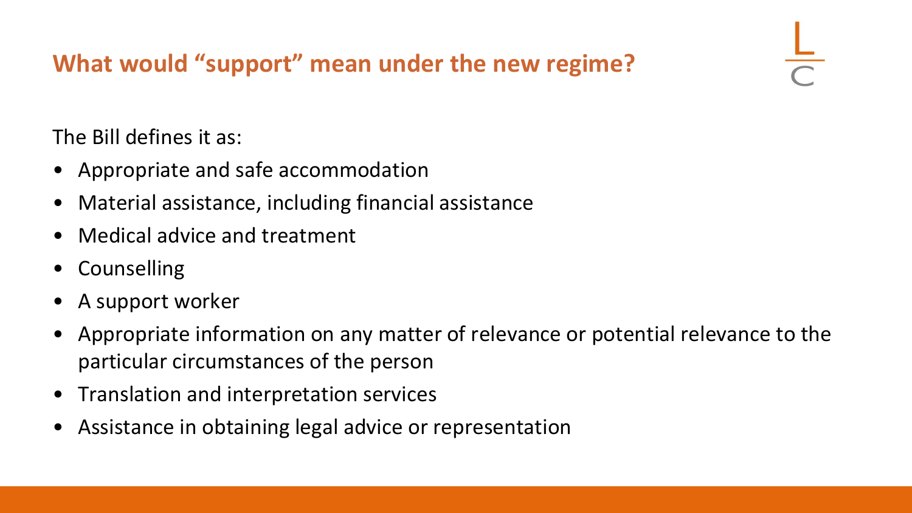## What would "support" mean under the new regime?

The Bill defines it as:

- Appropriate and safe accommodation
- Material assistance, including financial assistance
- Medical advice and treatment
- Counselling
- A support worker
- Appropriate information on any matter of relevance or potential relevance to the particular circumstances of the person
- Translation and interpretation services
- Assistance in obtaining legal advice or representation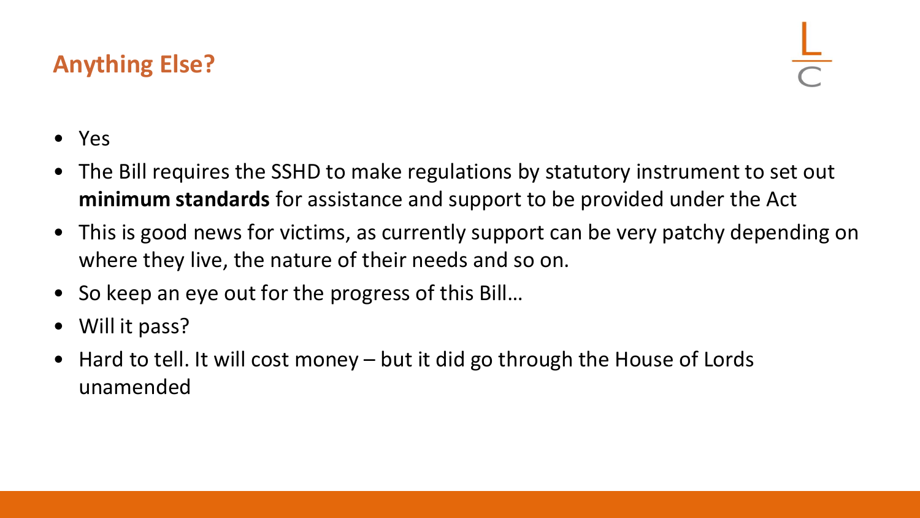## Anything Else?

- Yes
- The Bill requires the SSHD to make regulations by statutory instrument to set out **minimum standards** for assistance and support to be provided under the Act
- This is good news for victims, as currently support can be very patchy depending on where they live, the nature of their needs and so on.
- So keep an eye out for the progress of this Bill…
- Will it pass?
- Hard to tell. It will cost money – but it did go through the House of Lords unamended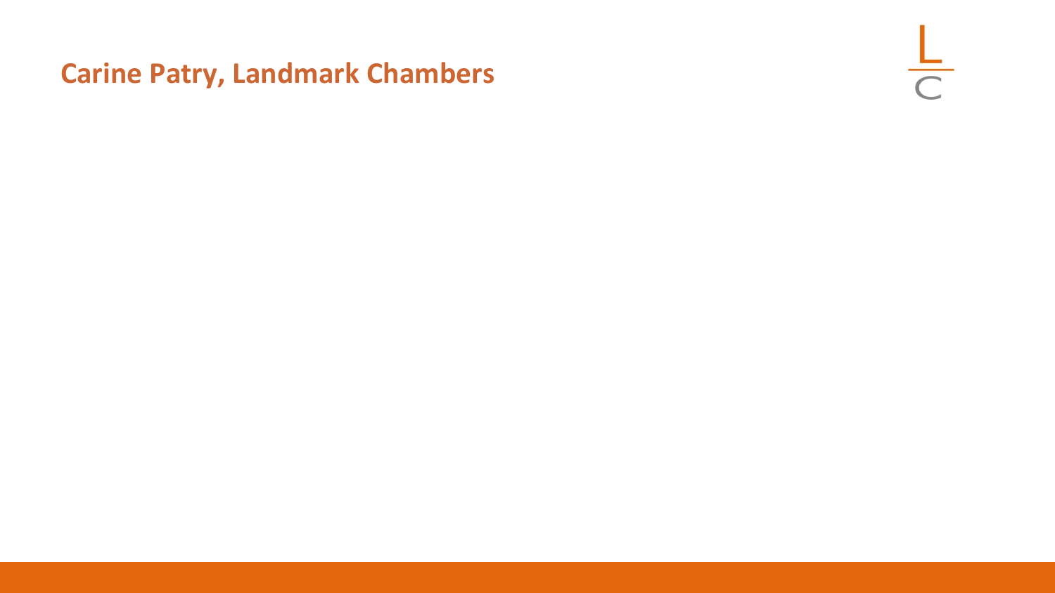**Carine Patry, Landmark Chambers**